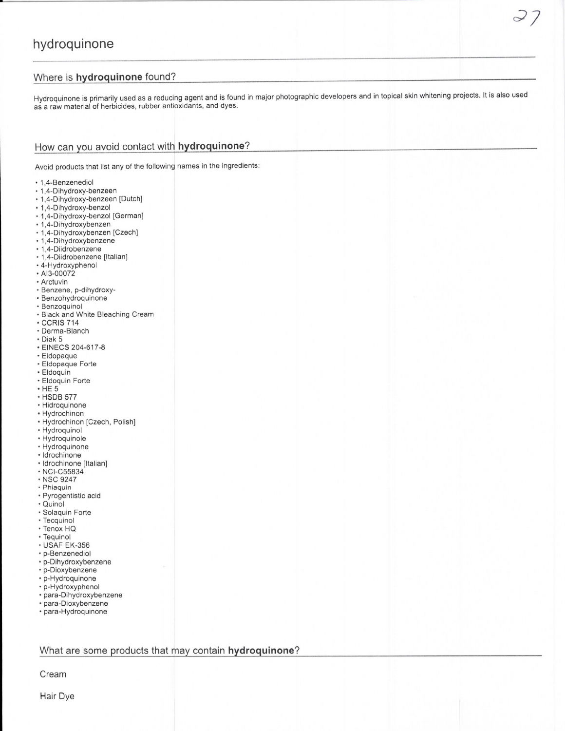# hydroquinone

## Where is **hydroquinone** found?

Hydroquinone is primarily used as a reducing agent and is found in major photographic developers and in topical skin whitening projects. It is also used as a raw material of herbicides, rubber antioxidants, and dyes.

## How can you avoid contact with **hydroquinone**?

Avoid products that list any of the following names in the ingredients:

- 1,4-Benzenediol
- 1,4-Dihydroxy-benzeen
- 1,4-Dihydroxy-benzeen [Dutch]
- 1,4-Dihydroxy-benzol
- 1,4-Dihydroxy-benzol [German]
- 1,4-Dihydroxybenzen
- 1,4-Dihydroxybenzen [Czech]
- 1,4-Dihydroxybenzene
- 1,4-Diidrobenzene
- 1,4-Diidrobenzene [Italian]
- 4-Hydroxyphenol
- AI3-00072
- Arctuvin
- Benzene, p-dihydroxy-
- Benzohydroquinone
- Benzoquinol
- Black and White Bleaching Cream
- CCRIS 714
- Derma-Blanch
- Diak 5
- EINECS 204-617-8
- Eldopaque
- Eldopaque Forte
- Eldoquin
- Eldoquin Forte
- HE 5
- HSDB 577
- Hidroquinone
- Hydrochinon
- Hydrochinon [Czech, Polish]
- Hydroquinol
- Hydroquinole
- Hydroquinone
- Idrochinone
- Idrochinone [Italian]
- NCI-C55834
- NSC 9247
- Phiaquin
- Pyrogentistic acid
- Quinol
- Solaquin Forte
- Tecquinol
- Tenox HQ
- Tequinol
- USAF EK-356
- p-Benzenediol
- p-Dihydroxybenzene
- p-Dioxybenzene
- p-Hydroquinone
- p-Hydroxyphenol
- para-Dihydroxybenzene
- para-Dioxybenzene
- para-Hydroquinone

## What are some products that may contain **hydroquinone**?

Cream

Hair Dye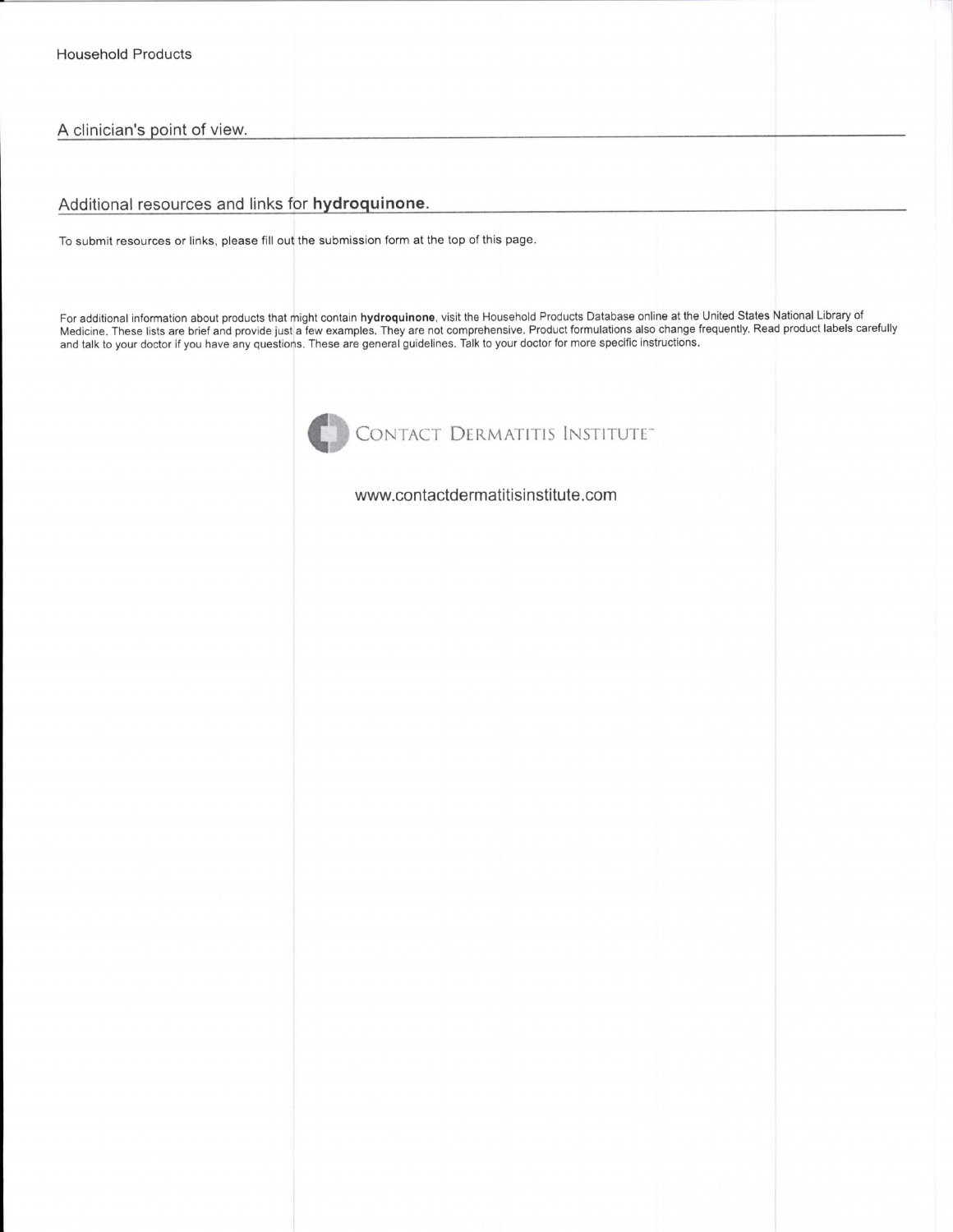Household Products

## A clinician's point of view.

## Additional resources and links for **hydroquinone**.

To submit resources or links, please fill out the submission form at the top of this page.

For additional information about products that might contain **hydroquinone**, visit the Household Products Database online at the United States National Library of Medicine. These lists are brief and provide just a few examples. They are not comprehensive. Product formulations also change frequently. Read product labels carefully and talk to your doctor if you have any questions. These are general guidelines. Talk to your doctor for more specific instructions.

CONTACT DERMATITIS INSTITUTE™

www.contactdermatitisinstitute.com